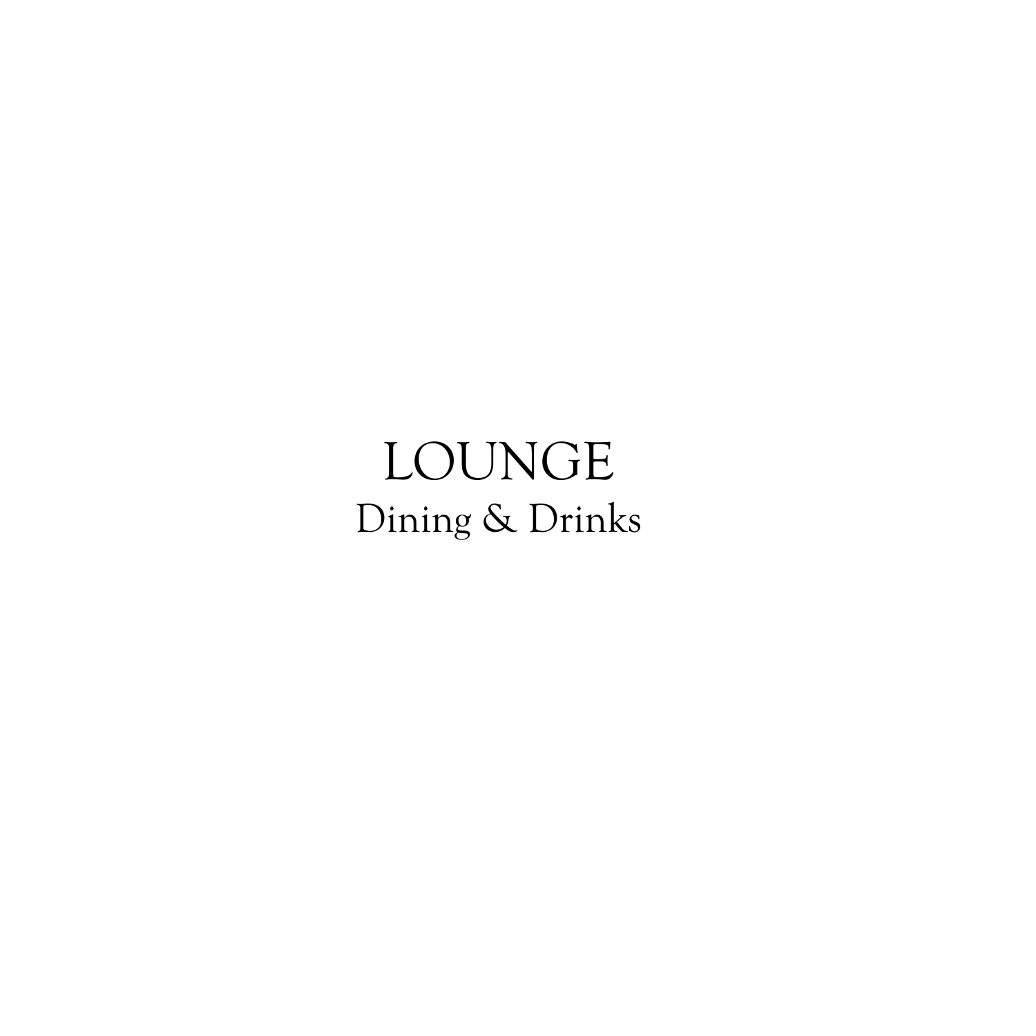# LOUNGE

Dining & Drinks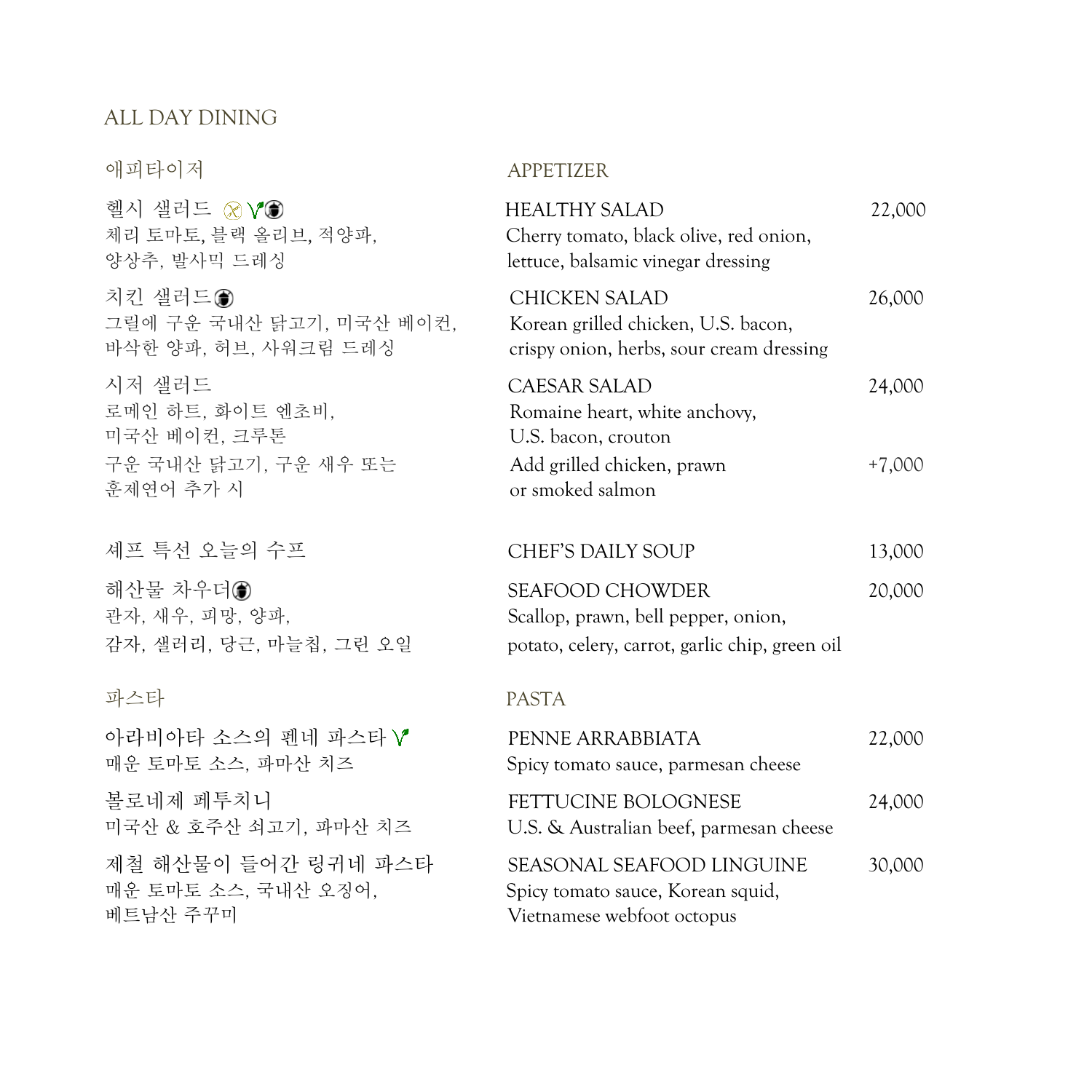# ALL DAY DINING

## 애피타이저 / APPETIZER

**헬시 샐러드** / **HEALTHY SALAD** — 22,000
체리 토마토, 블랙 올리브, 적양파, 양상추, 발사믹 드레싱
Cherry tomato, black olive, red onion, lettuce, balsamic vinegar dressing

**치킨 샐러드** / **CHICKEN SALAD** — 26,000
그릴에 구운 국내산 닭고기, 미국산 베이컨, 바삭한 양파, 허브, 사워크림 드레싱
Korean grilled chicken, U.S. bacon, crispy onion, herbs, sour cream dressing

**시저 샐러드** / **CAESAR SALAD** — 24,000
로메인 하트, 화이트 엔초비, 미국산 베이컨, 크루톤
Romaine heart, white anchovy, U.S. bacon, crouton

구운 국내산 닭고기, 구운 새우 또는 훈제연어 추가 시 / Add grilled chicken, prawn or smoked salmon — +7,000

**셰프 특선 오늘의 수프** / **CHEF'S DAILY SOUP** — 13,000

**해산물 차우더** / **SEAFOOD CHOWDER** — 20,000
관자, 새우, 피망, 양파, 감자, 샐러리, 당근, 마늘칩, 그린 오일
Scallop, prawn, bell pepper, onion, potato, celery, carrot, garlic chip, green oil

## 파스타 / PASTA

**아라비아타 소스의 펜네 파스타** / **PENNE ARRABBIATA** — 22,000
매운 토마토 소스, 파마산 치즈
Spicy tomato sauce, parmesan cheese

**볼로네제 페투치니** / **FETTUCINE BOLOGNESE** — 24,000
미국산 & 호주산 쇠고기, 파마산 치즈
U.S. & Australian beef, parmesan cheese

**제철 해산물이 들어간 링귀네 파스타** / **SEASONAL SEAFOOD LINGUINE** — 30,000
매운 토마토 소스, 국내산 오징어, 베트남산 주꾸미
Spicy tomato sauce, Korean squid, Vietnamese webfoot octopus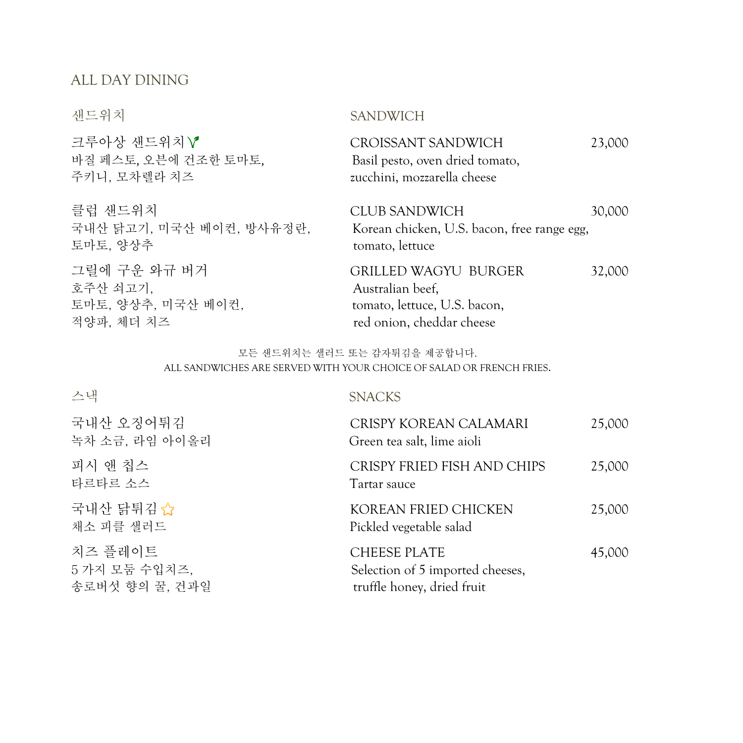# ALL DAY DINING

## 샌드위치 / SANDWICH

**크루아상 샌드위치** 🌱
바질 페스토, 오븐에 건조한 토마토,
주키니, 모차렐라 치즈

**CROISSANT SANDWICH** — 23,000
Basil pesto, oven dried tomato,
zucchini, mozzarella cheese

**클럽 샌드위치**
국내산 닭고기, 미국산 베이컨, 방사유정란,
토마토, 양상추

**CLUB SANDWICH** — 30,000
Korean chicken, U.S. bacon, free range egg,
tomato, lettuce

**그릴에 구운 와규 버거**
호주산 쇠고기,
토마토, 양상추, 미국산 베이컨,
적양파, 체더 치즈

**GRILLED WAGYU BURGER** — 32,000
Australian beef,
tomato, lettuce, U.S. bacon,
red onion, cheddar cheese

모든 샌드위치는 샐러드 또는 감자튀김을 제공합니다.
ALL SANDWICHES ARE SERVED WITH YOUR CHOICE OF SALAD OR FRENCH FRIES.

## 스낵 / SNACKS

**국내산 오징어튀김**
녹차 소금, 라임 아이올리

**CRISPY KOREAN CALAMARI** — 25,000
Green tea salt, lime aioli

**피시 앤 칩스**
타르타르 소스

**CRISPY FRIED FISH AND CHIPS** — 25,000
Tartar sauce

**국내산 닭튀김** ☆
채소 피클 샐러드

**KOREAN FRIED CHICKEN** — 25,000
Pickled vegetable salad

**치즈 플레이트**
5 가지 모둠 수입치즈,
송로버섯 향의 꿀, 건과일

**CHEESE PLATE** — 45,000
Selection of 5 imported cheeses,
truffle honey, dried fruit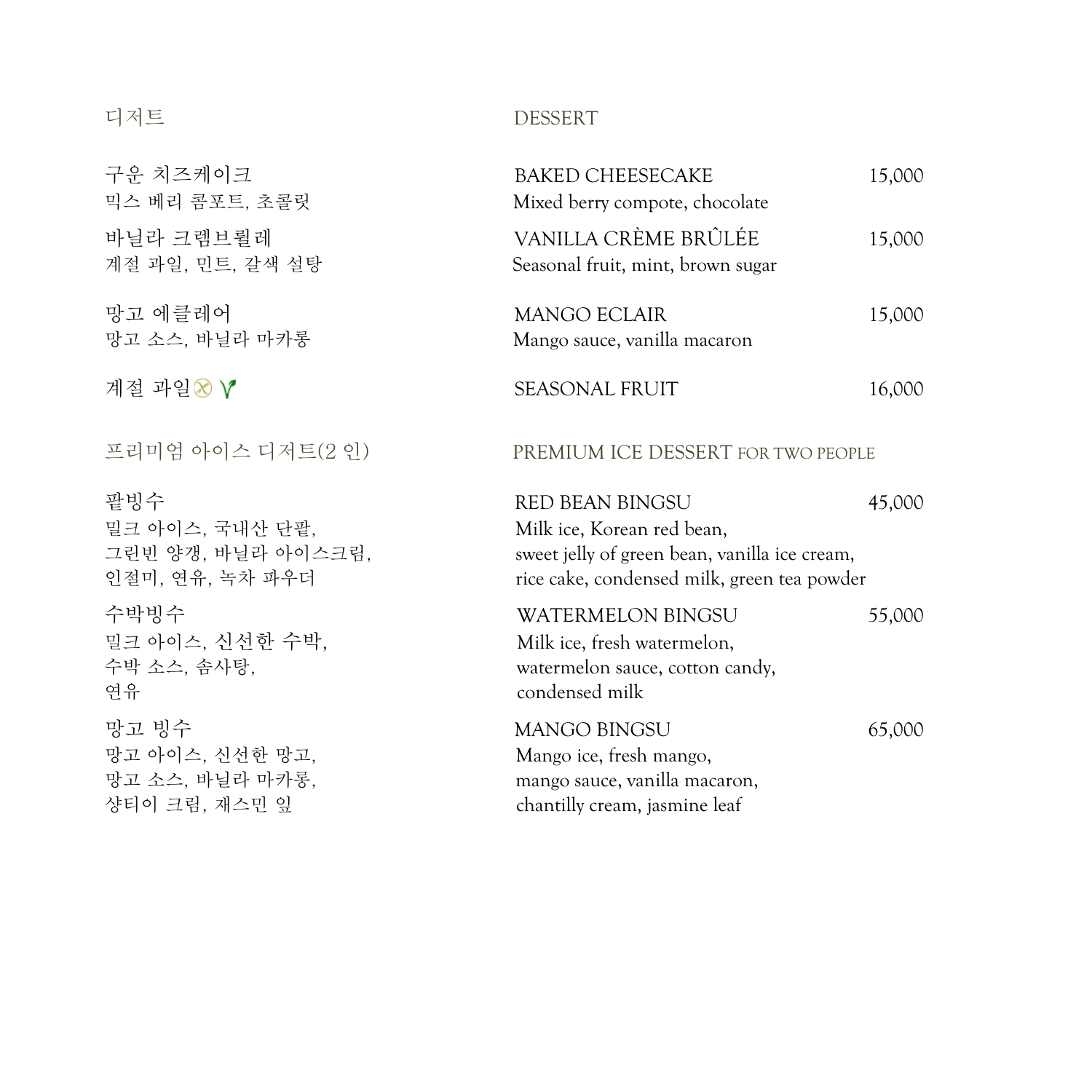## 디저트

## DESSERT

**구운 치즈케이크**
믹스 베리 콤포트, 초콜릿

**BAKED CHEESECAKE** 15,000
Mixed berry compote, chocolate

**바닐라 크렘브륄레**
계절 과일, 민트, 갈색 설탕

**VANILLA CRÈME BRÛLÉE** 15,000
Seasonal fruit, mint, brown sugar

**망고 에클레어**
망고 소스, 바닐라 마카롱

**MANGO ECLAIR** 15,000
Mango sauce, vanilla macaron

**계절 과일**

**SEASONAL FRUIT** 16,000

## 프리미엄 아이스 디저트(2 인)

## PREMIUM ICE DESSERT FOR TWO PEOPLE

**팥빙수**
밀크 아이스, 국내산 단팥,
그린빈 양갱, 바닐라 아이스크림,
인절미, 연유, 녹차 파우더

**RED BEAN BINGSU** 45,000
Milk ice, Korean red bean,
sweet jelly of green bean, vanilla ice cream,
rice cake, condensed milk, green tea powder

**수박빙수**
밀크 아이스, 신선한 수박,
수박 소스, 솜사탕,
연유

**WATERMELON BINGSU** 55,000
Milk ice, fresh watermelon,
watermelon sauce, cotton candy,
condensed milk

**망고 빙수**
망고 아이스, 신선한 망고,
망고 소스, 바닐라 마카롱,
샹티이 크림, 재스민 잎

**MANGO BINGSU** 65,000
Mango ice, fresh mango,
mango sauce, vanilla macaron,
chantilly cream, jasmine leaf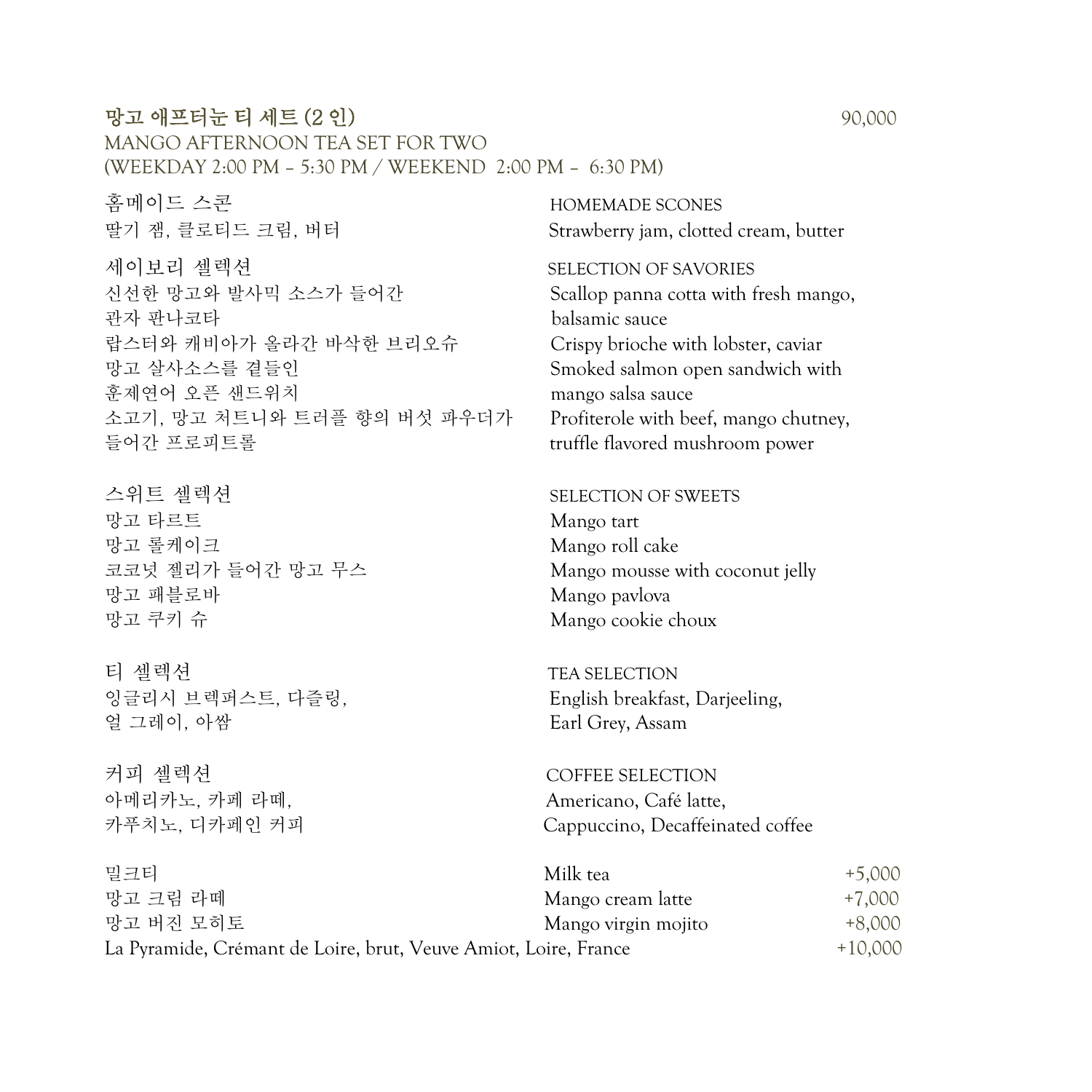## 망고 애프터눈 티 세트 (2 인) — 90,000

MANGO AFTERNOON TEA SET FOR TWO
(WEEKDAY 2:00 PM – 5:30 PM / WEEKEND 2:00 PM – 6:30 PM)

홈메이드 스콘
딸기 잼, 클로티드 크림, 버터

HOMEMADE SCONES
Strawberry jam, clotted cream, butter

세이보리 셀렉션
신선한 망고와 발사믹 소스가 들어간
관자 판나코타
랍스터와 캐비아가 올라간 바삭한 브리오슈
망고 살사소스를 곁들인
훈제연어 오픈 샌드위치
소고기, 망고 처트니와 트러플 향의 버섯 파우더가
들어간 프로피트롤

SELECTION OF SAVORIES
Scallop panna cotta with fresh mango,
balsamic sauce
Crispy brioche with lobster, caviar
Smoked salmon open sandwich with
mango salsa sauce
Profiterole with beef, mango chutney,
truffle flavored mushroom power

스위트 셀렉션
망고 타르트
망고 롤케이크
코코넛 젤리가 들어간 망고 무스
망고 패블로바
망고 쿠키 슈

SELECTION OF SWEETS
Mango tart
Mango roll cake
Mango mousse with coconut jelly
Mango pavlova
Mango cookie choux

티 셀렉션
잉글리시 브렉퍼스트, 다즐링,
얼 그레이, 아쌈

TEA SELECTION
English breakfast, Darjeeling,
Earl Grey, Assam

커피 셀렉션
아메리카노, 카페 라떼,
카푸치노, 디카페인 커피

COFFEE SELECTION
Americano, Café latte,
Cappuccino, Decaffeinated coffee

| | | |
|---|---|---|
| 밀크티 | Milk tea | +5,000 |
| 망고 크림 라떼 | Mango cream latte | +7,000 |
| 망고 버진 모히토 | Mango virgin mojito | +8,000 |
| La Pyramide, Crémant de Loire, brut, Veuve Amiot, Loire, France | | +10,000 |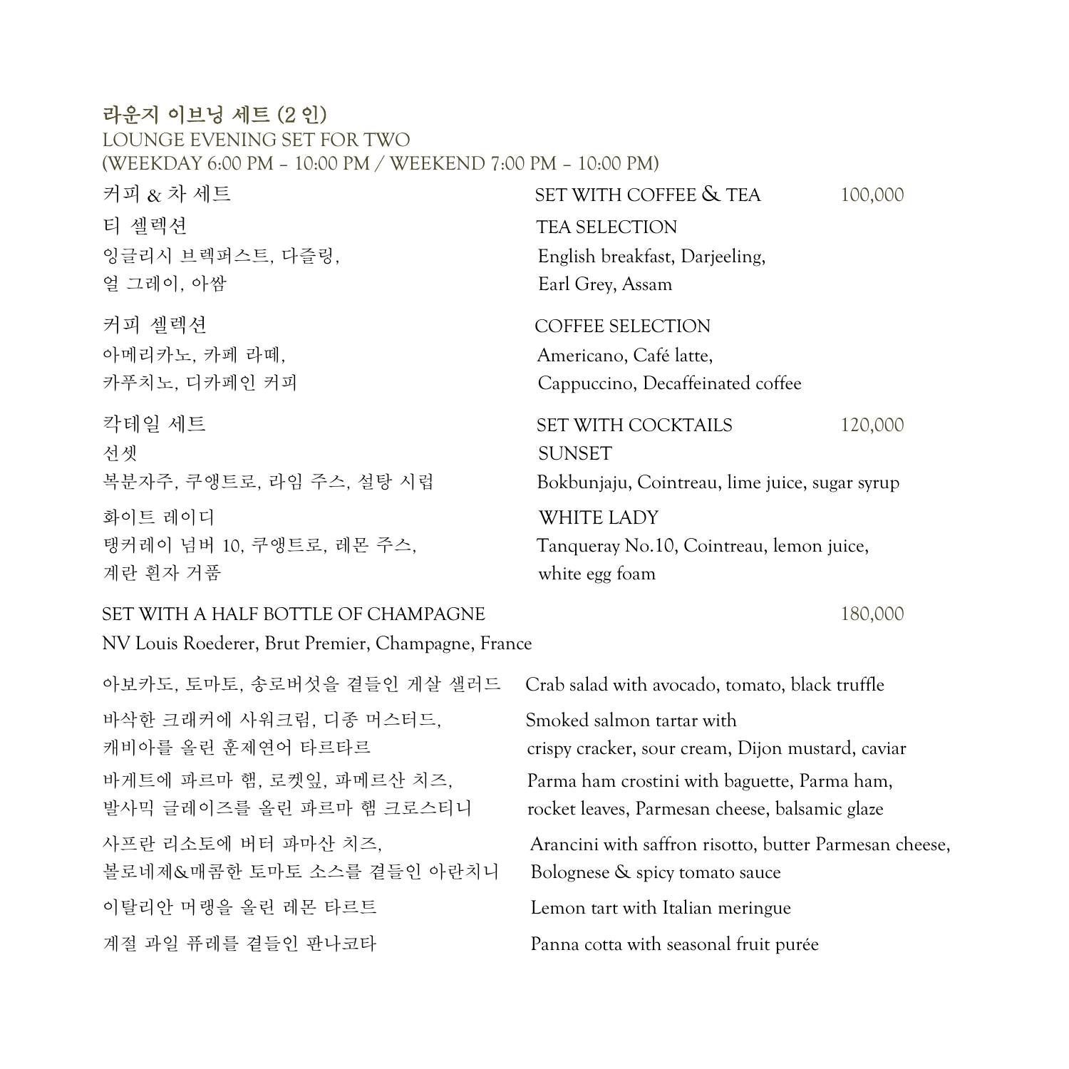## 라운지 이브닝 세트 (2 인)

LOUNGE EVENING SET FOR TWO
(WEEKDAY 6:00 PM – 10:00 PM / WEEKEND 7:00 PM – 10:00 PM)

### 커피 & 차 세트 — SET WITH COFFEE & TEA — 100,000

**티 셀렉션** / **TEA SELECTION**

잉글리시 브렉퍼스트, 다즐링,
얼 그레이, 아쌈

English breakfast, Darjeeling,
Earl Grey, Assam

**커피 셀렉션** / **COFFEE SELECTION**

아메리카노, 카페 라떼,
카푸치노, 디카페인 커피

Americano, Café latte,
Cappuccino, Decaffeinated coffee

### 칵테일 세트 — SET WITH COCKTAILS — 120,000

**선셋** / **SUNSET**

복분자주, 쿠앵트로, 라임 주스, 설탕 시럽

Bokbunjaju, Cointreau, lime juice, sugar syrup

**화이트 레이디** / **WHITE LADY**

탱커레이 넘버 10, 쿠앵트로, 레몬 주스,
계란 흰자 거품

Tanqueray No.10, Cointreau, lemon juice,
white egg foam

### SET WITH A HALF BOTTLE OF CHAMPAGNE — 180,000

NV Louis Roederer, Brut Premier, Champagne, France

---

아보카도, 토마토, 송로버섯을 곁들인 게살 샐러드
Crab salad with avocado, tomato, black truffle

바삭한 크래커에 사워크림, 디종 머스터드,
캐비아를 올린 훈제연어 타르타르
Smoked salmon tartar with
crispy cracker, sour cream, Dijon mustard, caviar

바게트에 파르마 햄, 로켓잎, 파메르산 치즈,
발사믹 글레이즈를 올린 파르마 햄 크로스티니
Parma ham crostini with baguette, Parma ham,
rocket leaves, Parmesan cheese, balsamic glaze

사프란 리소토에 버터 파마산 치즈,
볼로네제&매콤한 토마토 소스를 곁들인 아란치니
Arancini with saffron risotto, butter Parmesan cheese,
Bolognese & spicy tomato sauce

이탈리안 머랭을 올린 레몬 타르트
Lemon tart with Italian meringue

계절 과일 퓨레를 곁들인 판나코타
Panna cotta with seasonal fruit purée